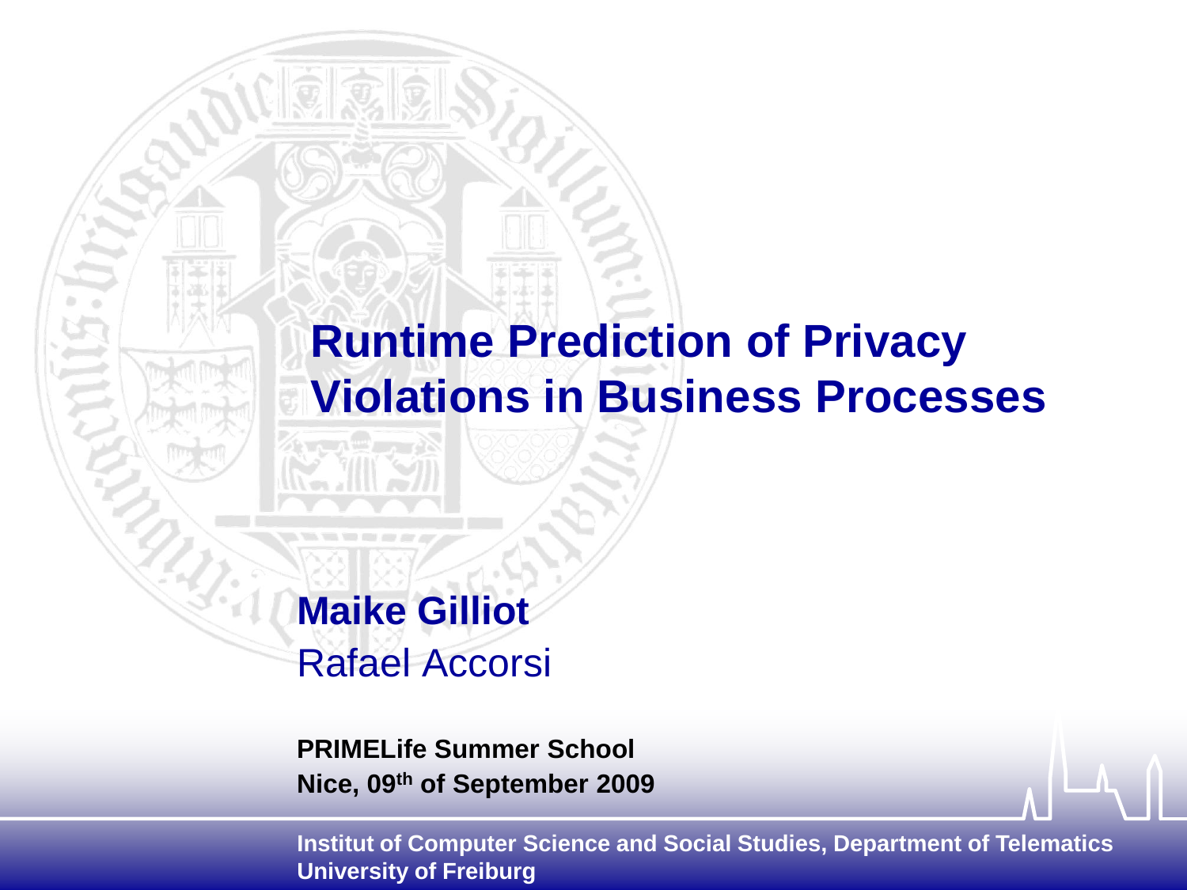# Runtime Prediction of Privacy Violations in Business Processes

**Maike Gilliot**

Rafael Accorsi

**PRIMELife Summer School**
**Nice, 09th of September 2009**

**Institut of Computer Science and Social Studies, Department of Telematics**
**University of Freiburg**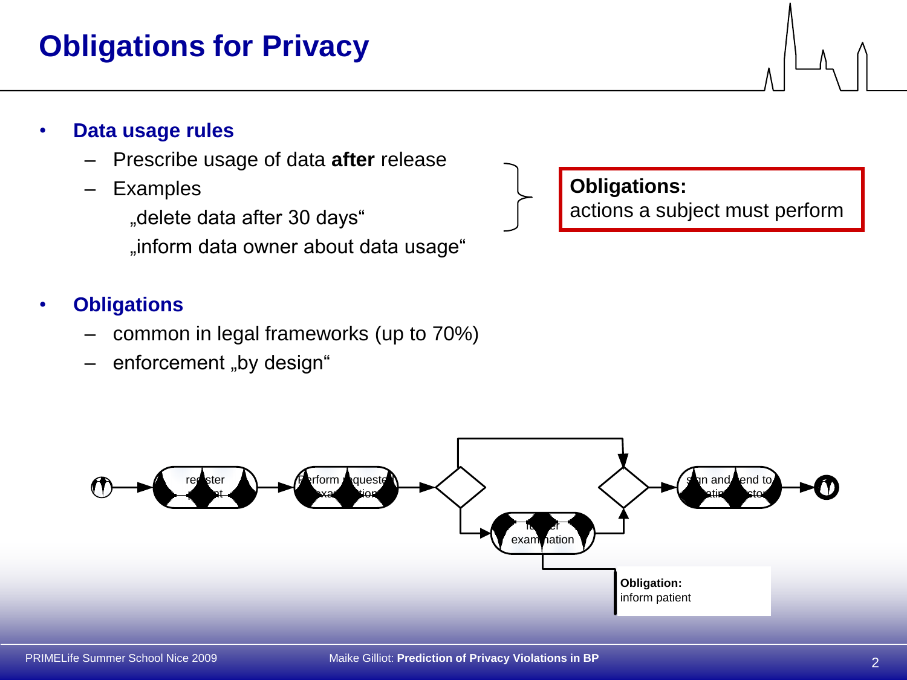# Obligations for Privacy

- **Data usage rules**
  - Prescribe usage of data **after** release
  - Examples
    „delete data after 30 days“
    „inform data owner about data usage“

**Obligations:**
actions a subject must perform

- **Obligations**
  - common in legal frameworks (up to 70%)
  - enforcement „by design“

register patient → Perform requested examination → further examination → sign and send to attending doctor

**Obligation:**
inform patient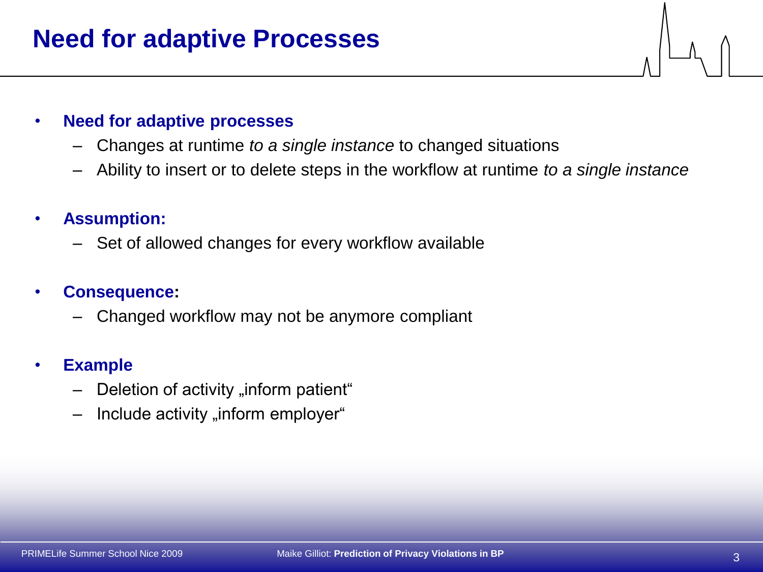# Need for adaptive Processes

- **Need for adaptive processes**
  - Changes at runtime *to a single instance* to changed situations
  - Ability to insert or to delete steps in the workflow at runtime *to a single instance*

- **Assumption:**
  - Set of allowed changes for every workflow available

- **Consequence:**
  - Changed workflow may not be anymore compliant

- **Example**
  - Deletion of activity „inform patient“
  - Include activity „inform employer“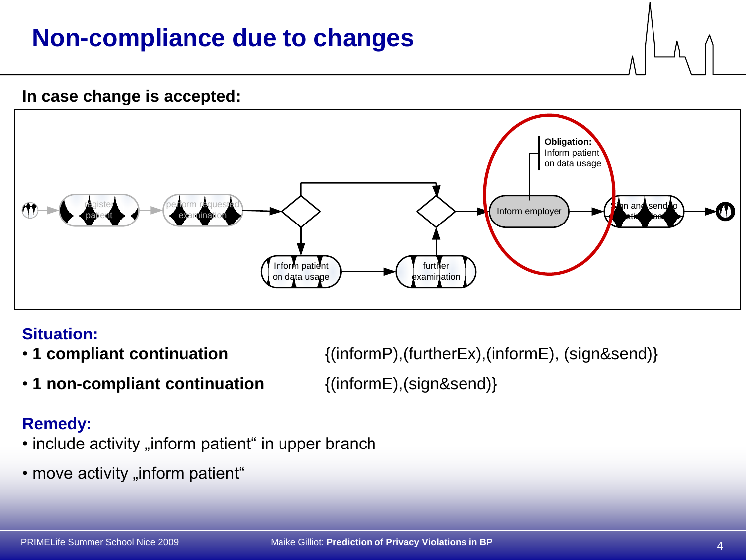# Non-compliance due to changes

**In case change is accepted:**

**Situation:**

- **1 compliant continuation** {(informP),(furtherEx),(informE), (sign&send)}
- **1 non-compliant continuation** {(informE),(sign&send)}

**Remedy:**

- include activity „inform patient“ in upper branch
- move activity „inform patient“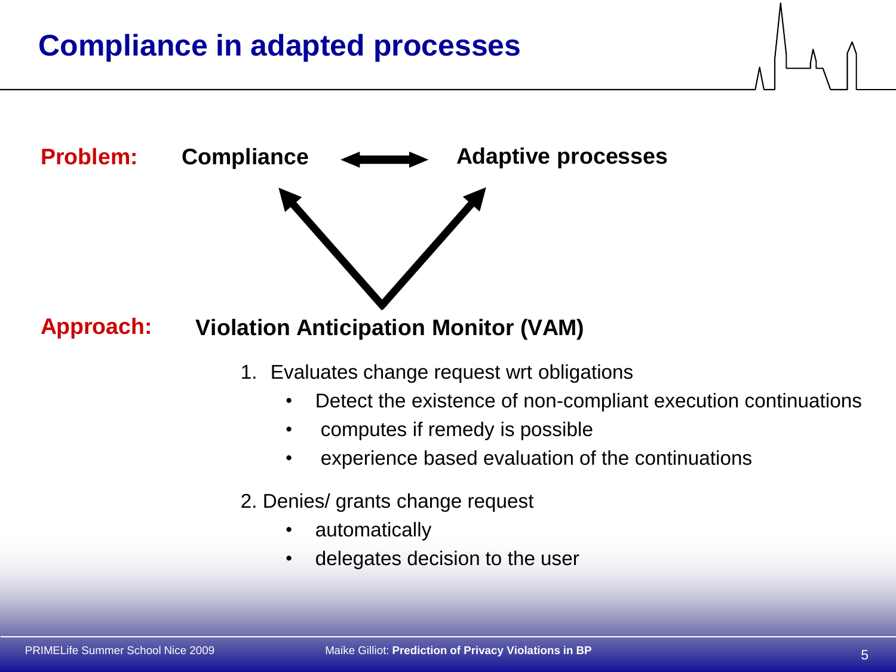# Compliance in adapted processes

**Problem:** **Compliance** ⟷ **Adaptive processes**

**Approach:** **Violation Anticipation Monitor (VAM)**

1. Evaluates change request wrt obligations
   - Detect the existence of non-compliant execution continuations
   - computes if remedy is possible
   - experience based evaluation of the continuations

2. Denies/ grants change request
   - automatically
   - delegates decision to the user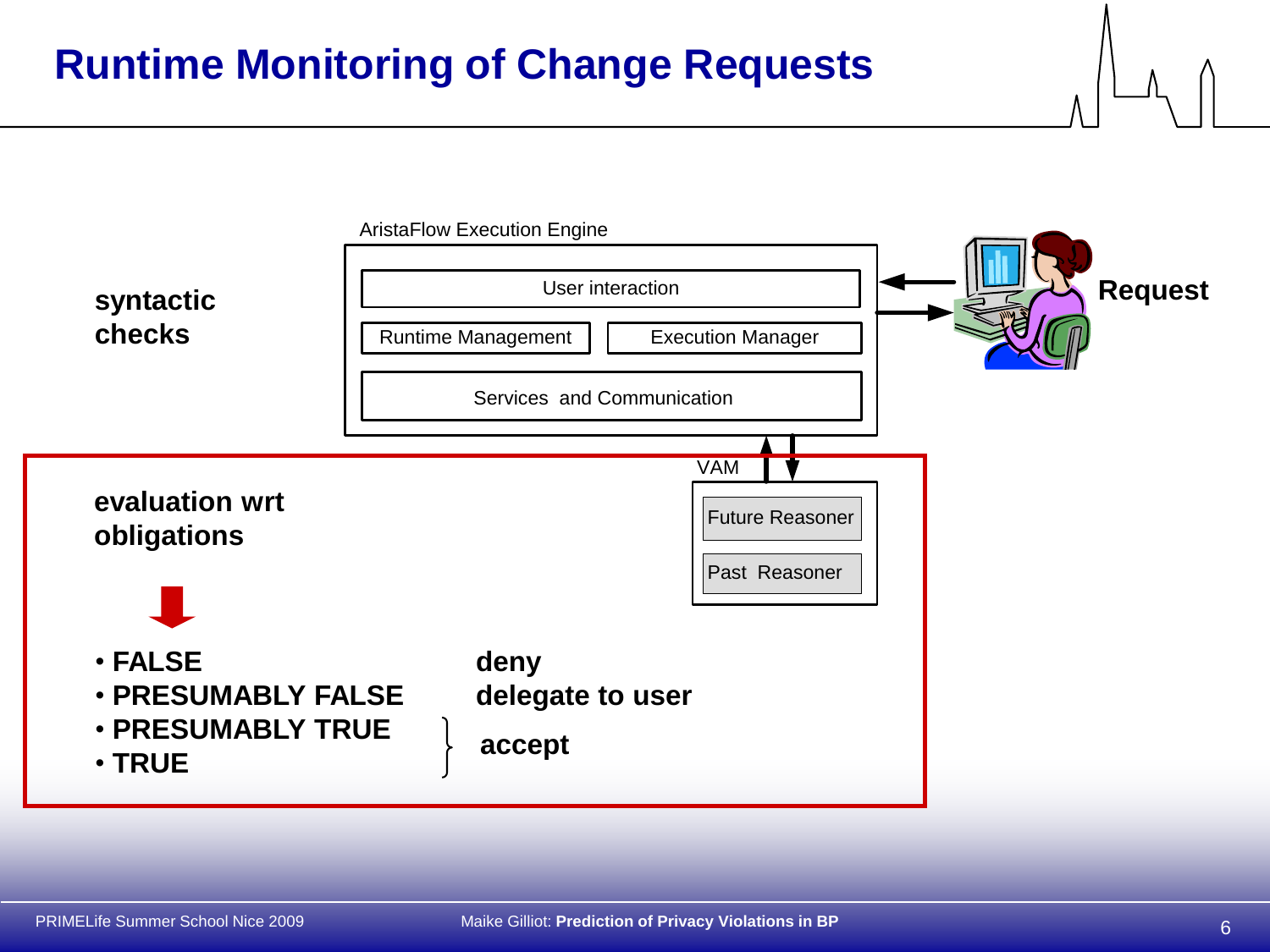# Runtime Monitoring of Change Requests

AristaFlow Execution Engine

- User interaction
- Runtime Management
- Execution Manager
- Services and Communication

VAM

- Future Reasoner
- Past Reasoner

**Request**

**syntactic checks**

**evaluation wrt obligations**

- **FALSE** — **deny**
- **PRESUMABLY FALSE** — **delegate to user**
- **PRESUMABLY TRUE** — **accept**
- **TRUE** — **accept**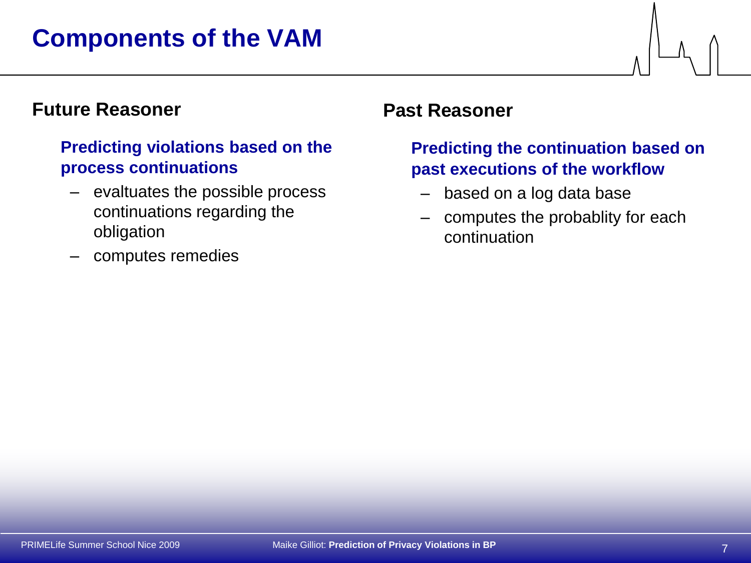# Components of the VAM

## Future Reasoner

### Predicting violations based on the process continuations

- evaltuates the possible process continuations regarding the obligation
- computes remedies

## Past Reasoner

### Predicting the continuation based on past executions of the workflow

- based on a log data base
- computes the probablity for each continuation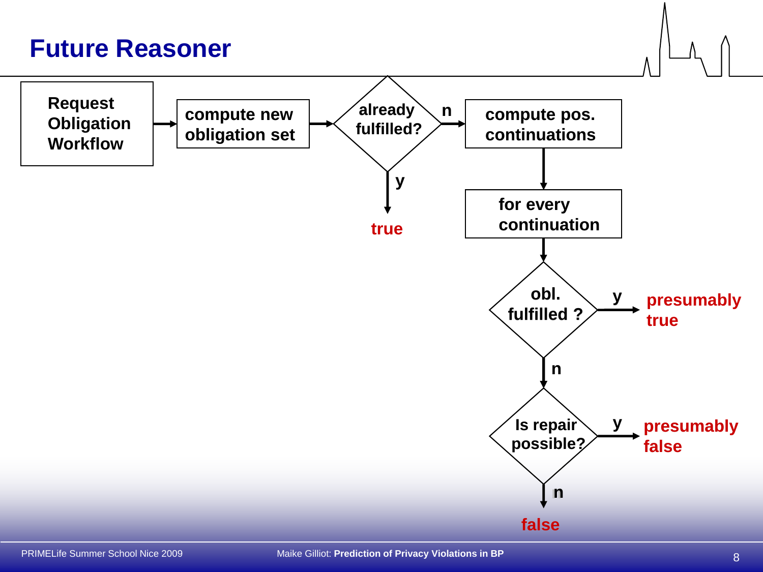# Future Reasoner

- Request Obligation Workflow → compute new obligation set → already fulfilled?
  - y → **true**
  - n → compute pos. continuations → for every continuation → obl. fulfilled ?
    - y → **presumably true**
    - n → Is repair possible?
      - y → **presumably false**
      - n → **false**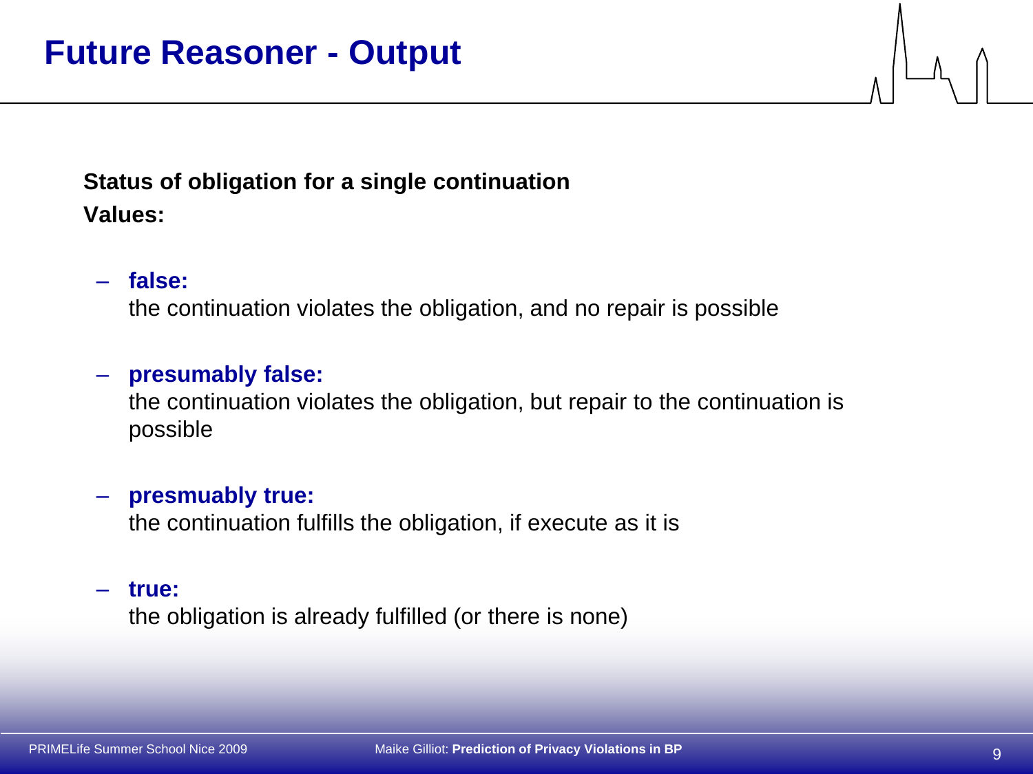# Future Reasoner - Output

**Status of obligation for a single continuation**

**Values:**

- **false:**
  the continuation violates the obligation, and no repair is possible

- **presumably false:**
  the continuation violates the obligation, but repair to the continuation is possible

- **presmuably true:**
  the continuation fulfills the obligation, if execute as it is

- **true:**
  the obligation is already fulfilled (or there is none)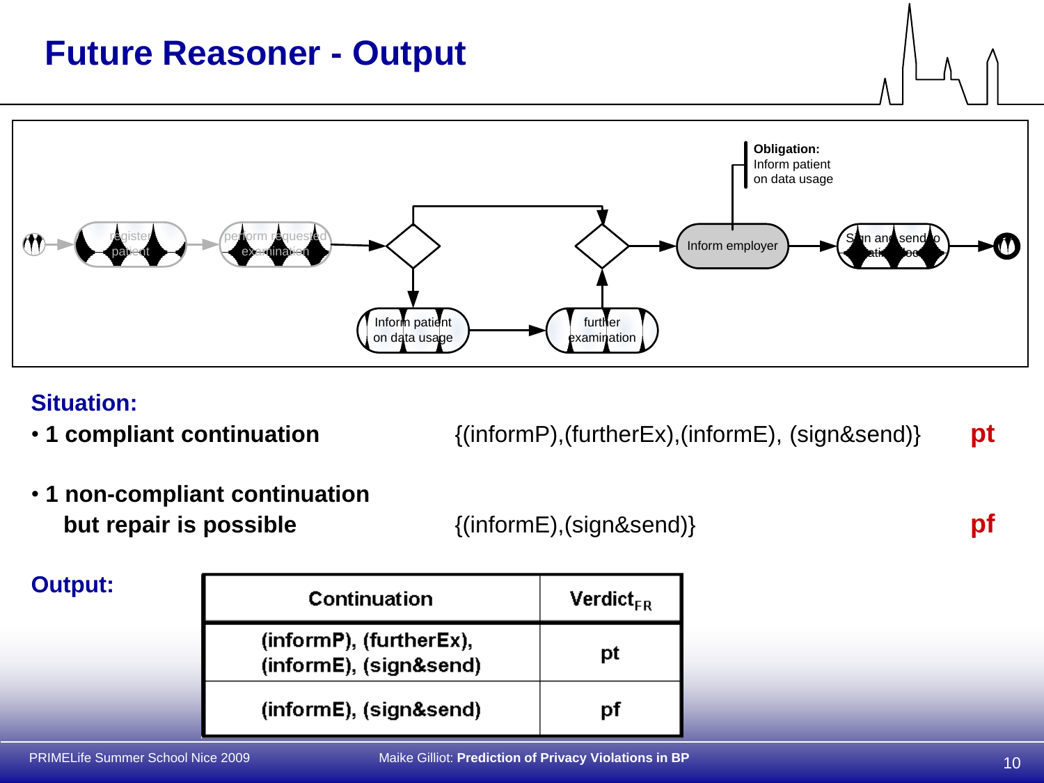# Future Reasoner - Output

**Situation:**

- **1 compliant continuation** {(informP),(furtherEx),(informE), (sign&send)} **pt**
- **1 non-compliant continuation but repair is possible** {(informE),(sign&send)} **pf**

**Output:**

| Continuation | $\text{Verdict}_{FR}$ |
|---|---|
| (informP), (furtherEx), (informE), (sign&send) | pt |
| (informE), (sign&send) | pf |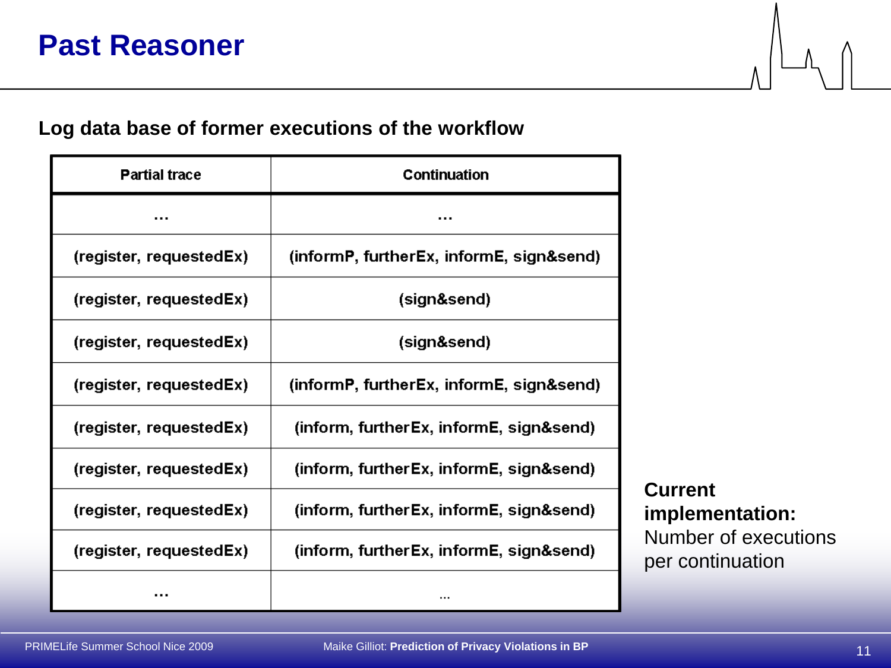# Past Reasoner

**Log data base of former executions of the workflow**

| Partial trace | Continuation |
|---|---|
| … | … |
| (register, requestedEx) | (informP, furtherEx, informE, sign&send) |
| (register, requestedEx) | (sign&send) |
| (register, requestedEx) | (sign&send) |
| (register, requestedEx) | (informP, furtherEx, informE, sign&send) |
| (register, requestedEx) | (inform, furtherEx, informE, sign&send) |
| (register, requestedEx) | (inform, furtherEx, informE, sign&send) |
| (register, requestedEx) | (inform, furtherEx, informE, sign&send) |
| (register, requestedEx) | (inform, furtherEx, informE, sign&send) |
| … | … |

**Current implementation:** Number of executions per continuation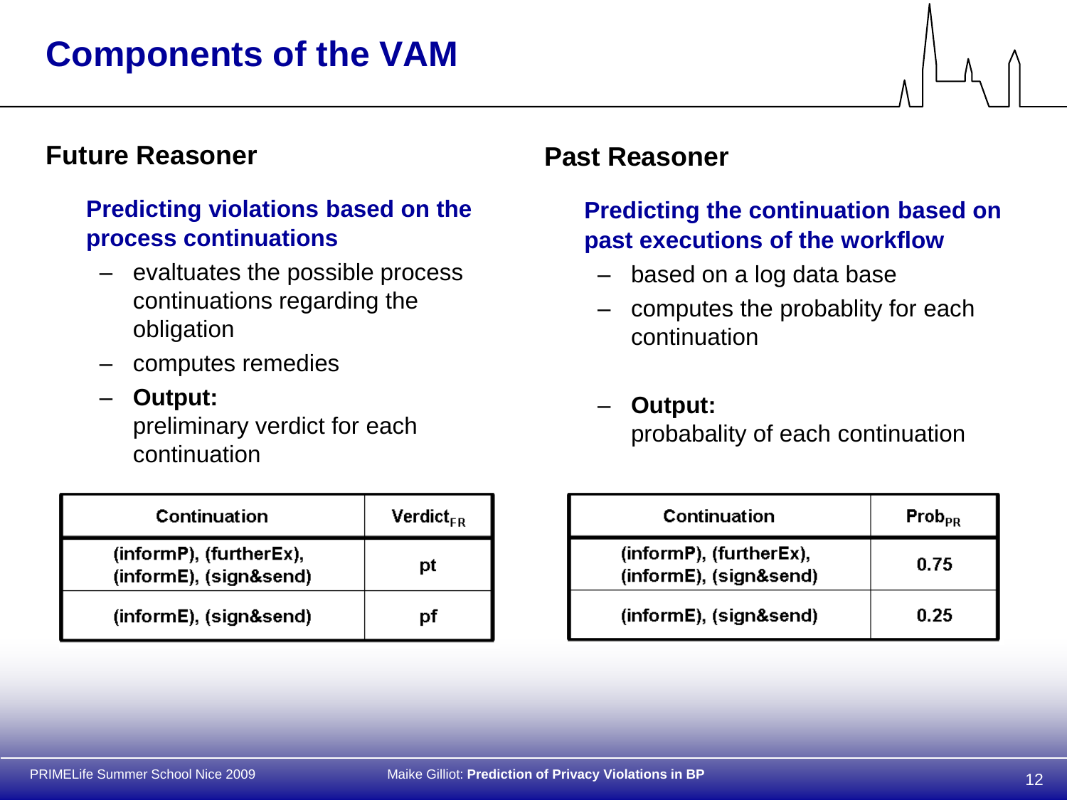# Components of the VAM

## Future Reasoner

### Predicting violations based on the process continuations

- evaluates the possible process continuations regarding the obligation
- computes remedies
- **Output:**
  preliminary verdict for each continuation

| Continuation | $Verdict_{FR}$ |
|---|---|
| (informP), (furtherEx), (informE), (sign&send) | pt |
| (informE), (sign&send) | pf |

## Past Reasoner

### Predicting the continuation based on past executions of the workflow

- based on a log data base
- computes the probablity for each continuation
- **Output:**
  probabality of each continuation

| Continuation | $Prob_{PR}$ |
|---|---|
| (informP), (furtherEx), (informE), (sign&send) | 0.75 |
| (informE), (sign&send) | 0.25 |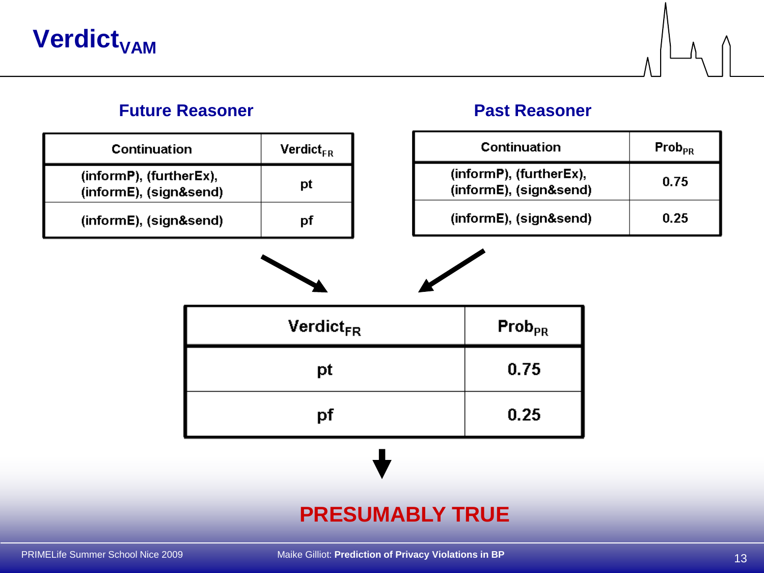# $\text{Verdict}_{VAM}$

## Future Reasoner

| Continuation | $\text{Verdict}_{FR}$ |
| --- | --- |
| (informP), (furtherEx), (informE), (sign&send) | pt |
| (informE), (sign&send) | pf |

## Past Reasoner

| Continuation | $\text{Prob}_{PR}$ |
| --- | --- |
| (informP), (furtherEx), (informE), (sign&send) | 0.75 |
| (informE), (sign&send) | 0.25 |

| $\text{Verdict}_{FR}$ | $\text{Prob}_{PR}$ |
| --- | --- |
| pt | 0.75 |
| pf | 0.25 |

**PRESUMABLY TRUE**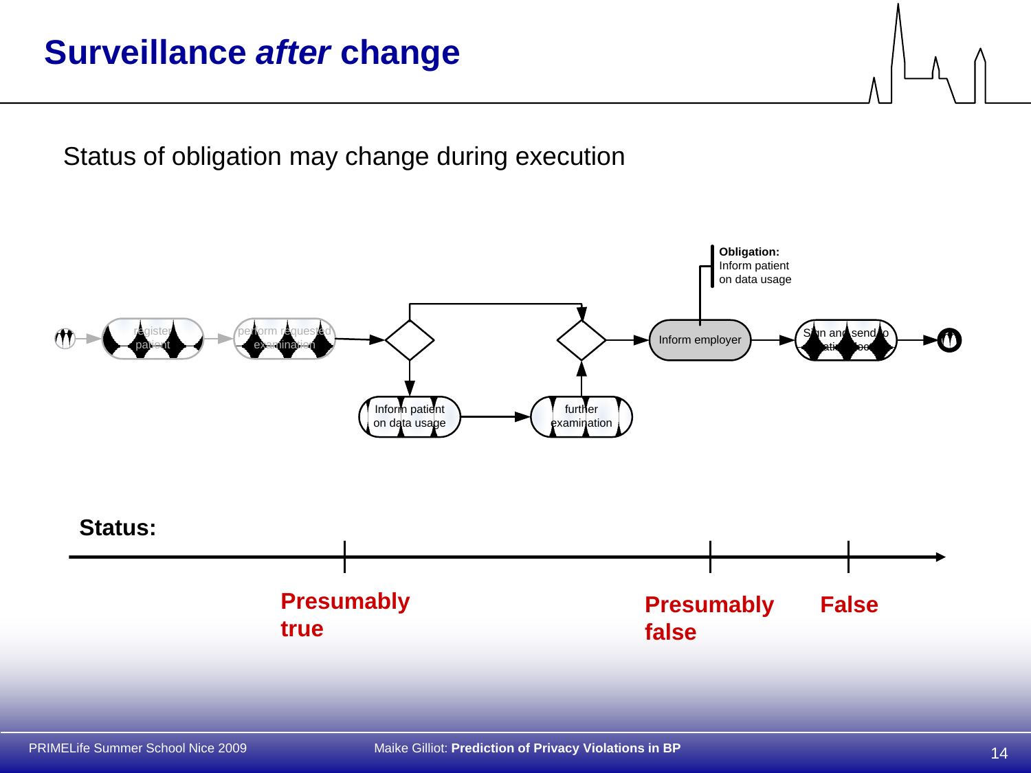# Surveillance *after* change

Status of obligation may change during execution

register patient → perform requested examination → Inform patient on data usage → further examination → Inform employer → Sign and send to patient / doctor

**Obligation:** Inform patient on data usage

**Status:**

**Presumably true** | **Presumably false** | **False**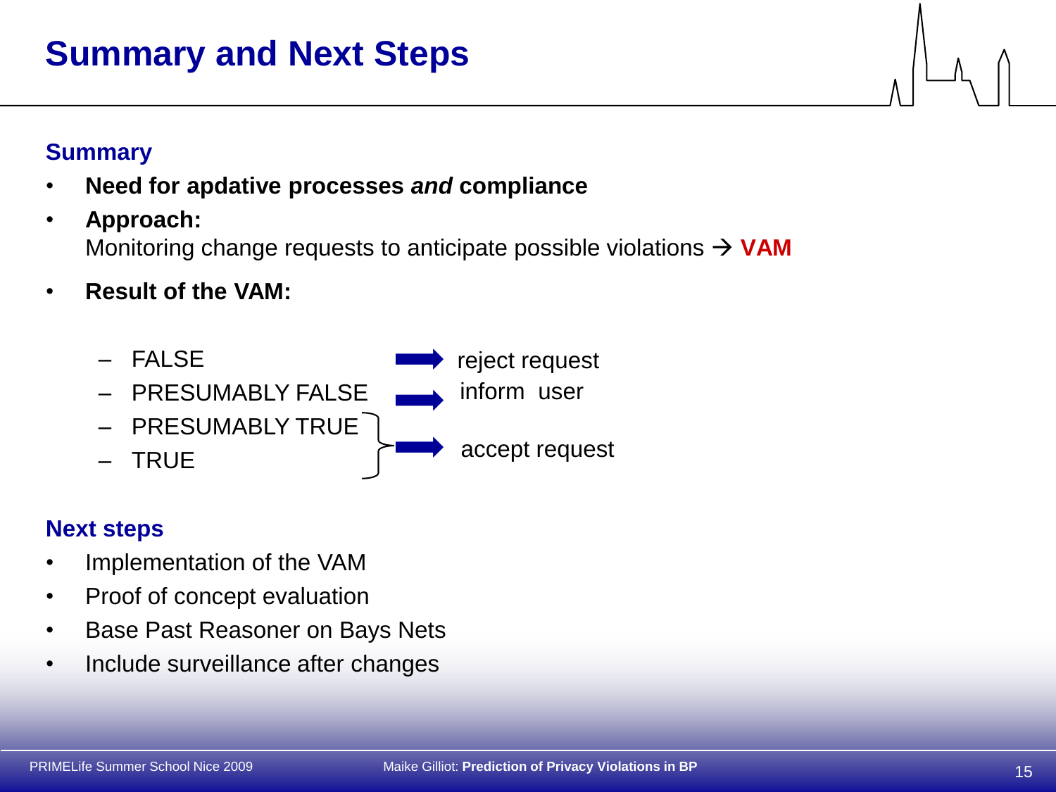# Summary and Next Steps

## Summary

- **Need for apdative processes *and* compliance**
- **Approach:**
  Monitoring change requests to anticipate possible violations → **VAM**
- **Result of the VAM:**
  - FALSE → reject request
  - PRESUMABLY FALSE → inform user
  - PRESUMABLY TRUE, TRUE → accept request

## Next steps

- Implementation of the VAM
- Proof of concept evaluation
- Base Past Reasoner on Bays Nets
- Include surveillance after changes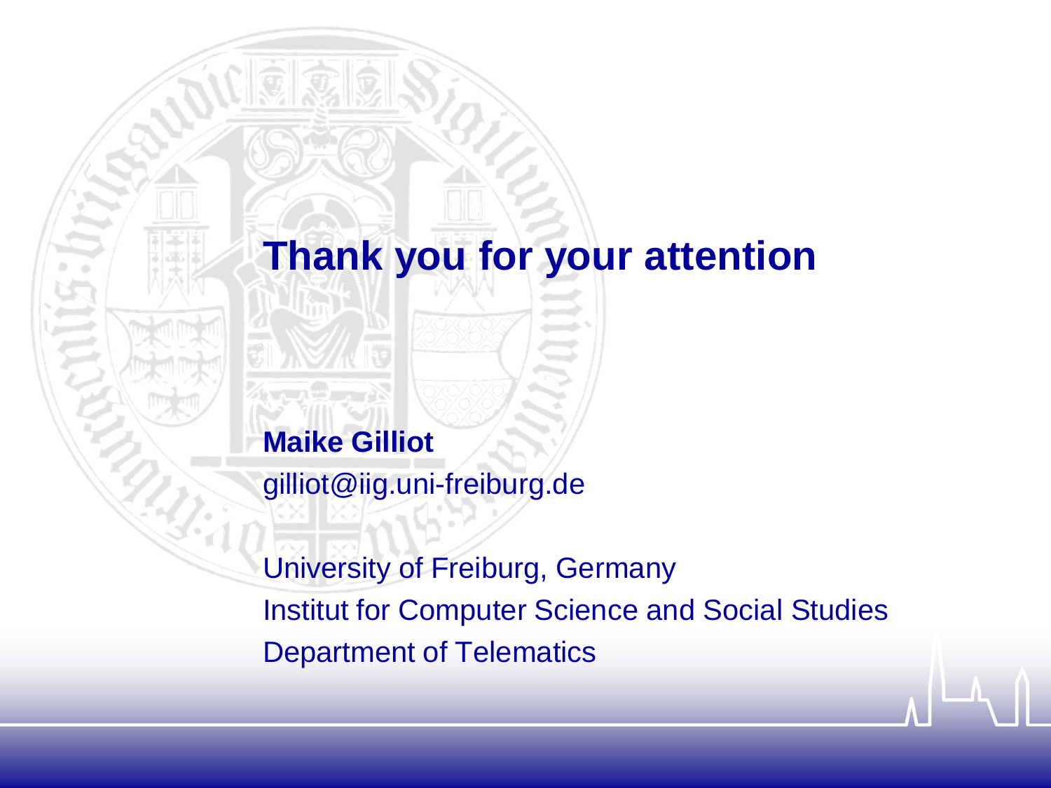# Thank you for your attention

**Maike Gilliot**

gilliot@iig.uni-freiburg.de

University of Freiburg, Germany

Institut for Computer Science and Social Studies

Department of Telematics